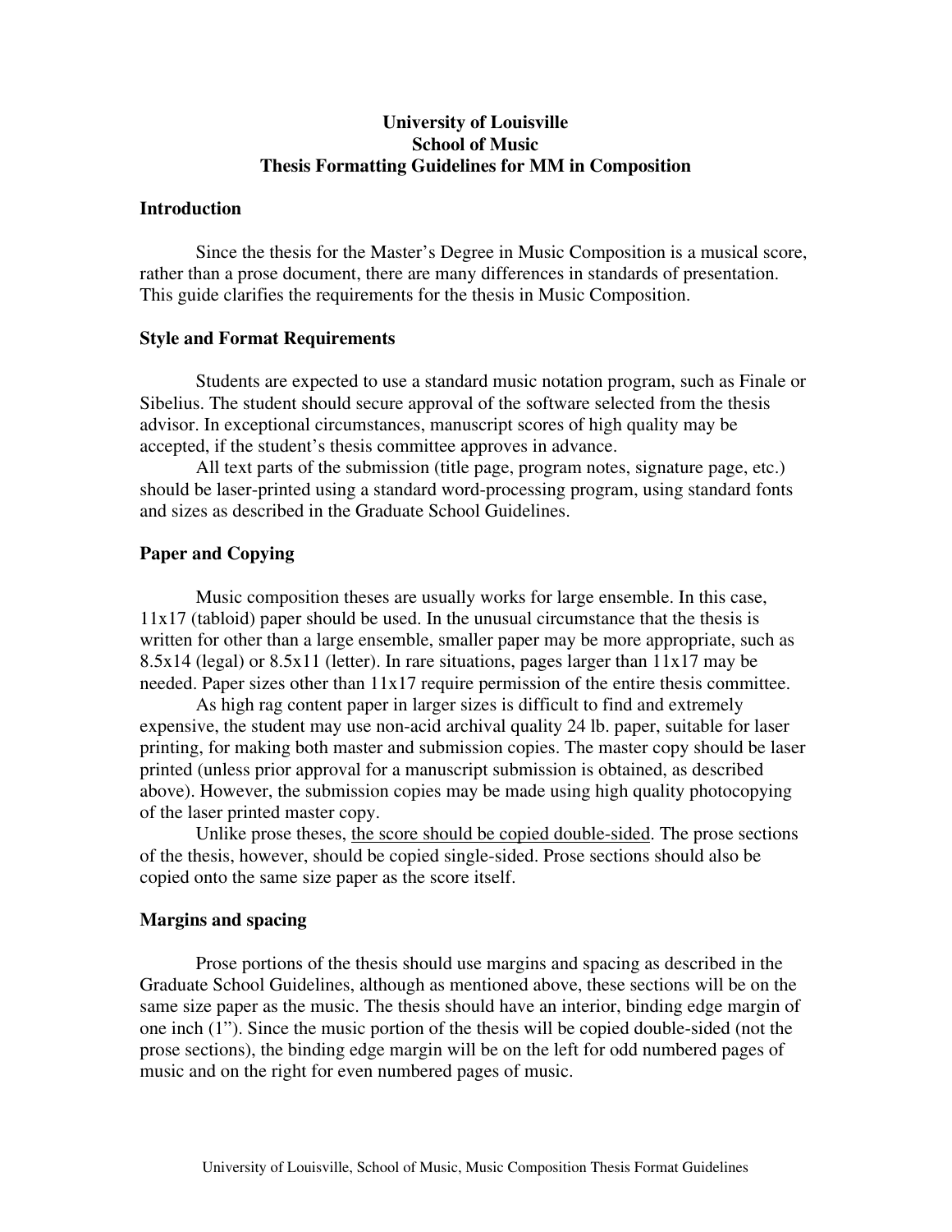# University of Louisville
# School of Music
# Thesis Formatting Guidelines for MM in Composition

## Introduction

Since the thesis for the Master's Degree in Music Composition is a musical score, rather than a prose document, there are many differences in standards of presentation. This guide clarifies the requirements for the thesis in Music Composition.

## Style and Format Requirements

Students are expected to use a standard music notation program, such as Finale or Sibelius. The student should secure approval of the software selected from the thesis advisor. In exceptional circumstances, manuscript scores of high quality may be accepted, if the student's thesis committee approves in advance.

All text parts of the submission (title page, program notes, signature page, etc.) should be laser-printed using a standard word-processing program, using standard fonts and sizes as described in the Graduate School Guidelines.

## Paper and Copying

Music composition theses are usually works for large ensemble. In this case, 11x17 (tabloid) paper should be used. In the unusual circumstance that the thesis is written for other than a large ensemble, smaller paper may be more appropriate, such as 8.5x14 (legal) or 8.5x11 (letter). In rare situations, pages larger than 11x17 may be needed. Paper sizes other than 11x17 require permission of the entire thesis committee.

As high rag content paper in larger sizes is difficult to find and extremely expensive, the student may use non-acid archival quality 24 lb. paper, suitable for laser printing, for making both master and submission copies. The master copy should be laser printed (unless prior approval for a manuscript submission is obtained, as described above). However, the submission copies may be made using high quality photocopying of the laser printed master copy.

Unlike prose theses, <u>the score should be copied double-sided</u>. The prose sections of the thesis, however, should be copied single-sided. Prose sections should also be copied onto the same size paper as the score itself.

## Margins and spacing

Prose portions of the thesis should use margins and spacing as described in the Graduate School Guidelines, although as mentioned above, these sections will be on the same size paper as the music. The thesis should have an interior, binding edge margin of one inch (1"). Since the music portion of the thesis will be copied double-sided (not the prose sections), the binding edge margin will be on the left for odd numbered pages of music and on the right for even numbered pages of music.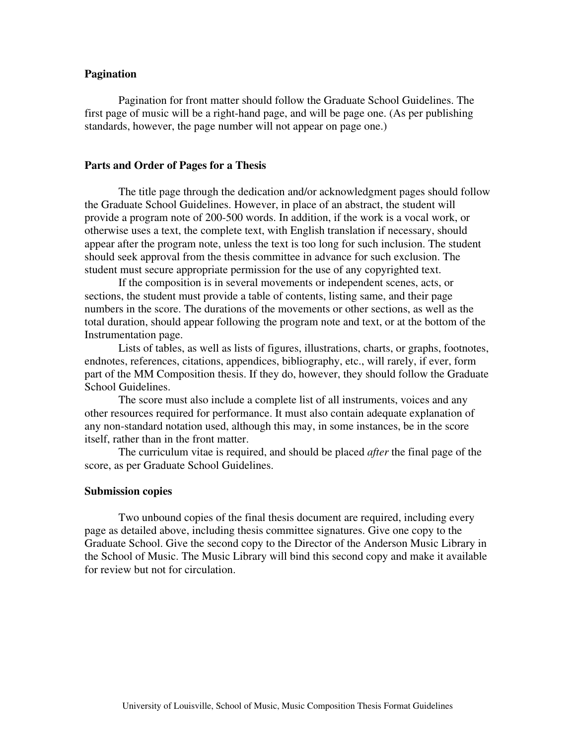## Pagination

Pagination for front matter should follow the Graduate School Guidelines. The first page of music will be a right-hand page, and will be page one. (As per publishing standards, however, the page number will not appear on page one.)

## Parts and Order of Pages for a Thesis

The title page through the dedication and/or acknowledgment pages should follow the Graduate School Guidelines. However, in place of an abstract, the student will provide a program note of 200-500 words. In addition, if the work is a vocal work, or otherwise uses a text, the complete text, with English translation if necessary, should appear after the program note, unless the text is too long for such inclusion. The student should seek approval from the thesis committee in advance for such exclusion. The student must secure appropriate permission for the use of any copyrighted text.

If the composition is in several movements or independent scenes, acts, or sections, the student must provide a table of contents, listing same, and their page numbers in the score. The durations of the movements or other sections, as well as the total duration, should appear following the program note and text, or at the bottom of the Instrumentation page.

Lists of tables, as well as lists of figures, illustrations, charts, or graphs, footnotes, endnotes, references, citations, appendices, bibliography, etc., will rarely, if ever, form part of the MM Composition thesis. If they do, however, they should follow the Graduate School Guidelines.

The score must also include a complete list of all instruments, voices and any other resources required for performance. It must also contain adequate explanation of any non-standard notation used, although this may, in some instances, be in the score itself, rather than in the front matter.

The curriculum vitae is required, and should be placed *after* the final page of the score, as per Graduate School Guidelines.

## Submission copies

Two unbound copies of the final thesis document are required, including every page as detailed above, including thesis committee signatures. Give one copy to the Graduate School. Give the second copy to the Director of the Anderson Music Library in the School of Music. The Music Library will bind this second copy and make it available for review but not for circulation.